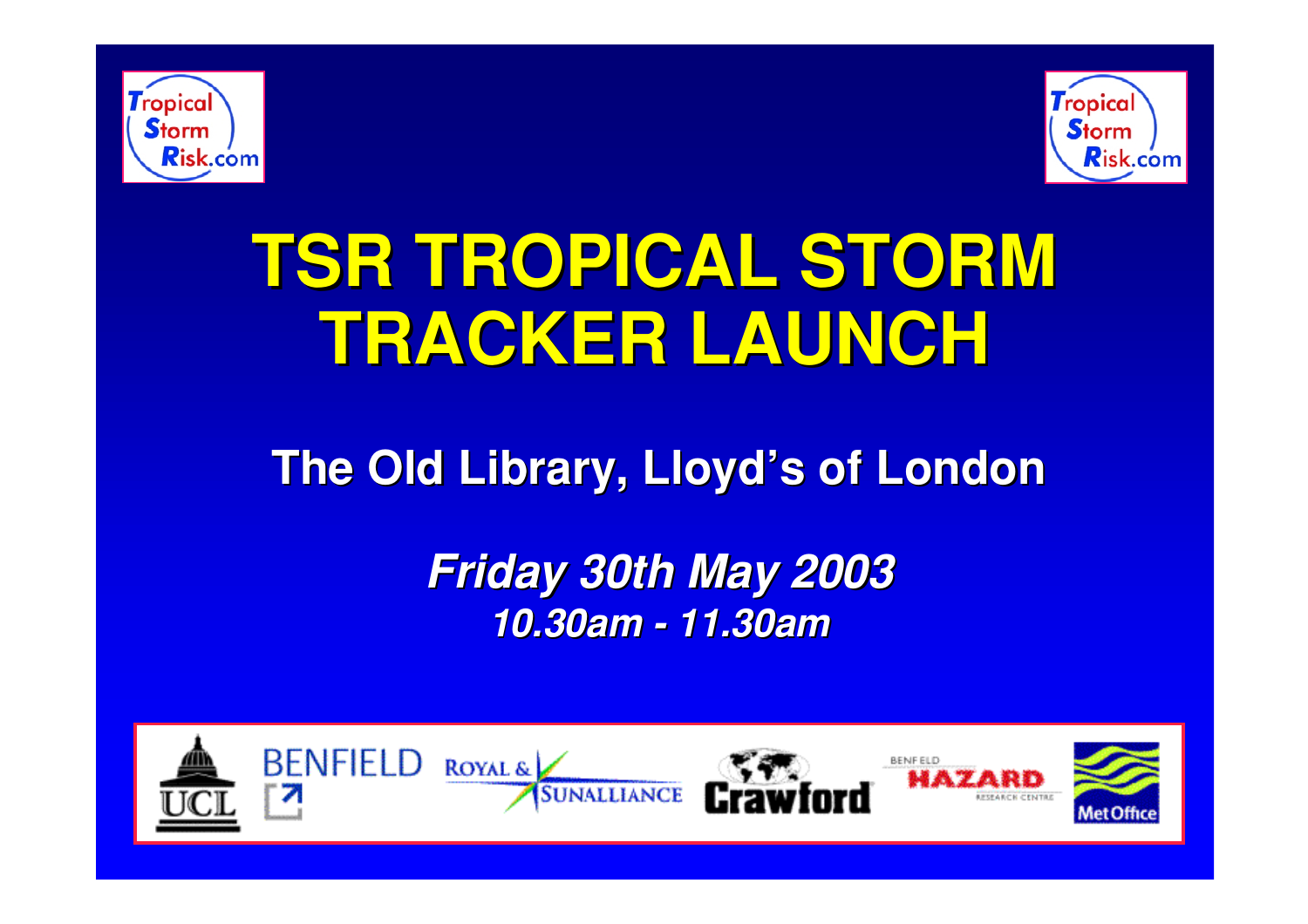# TSR TROPICAL STORM TRACKER LAUNCH

## The Old Library, Lloyd's of London

***Friday 30th May 2003***

***10.30am - 11.30am***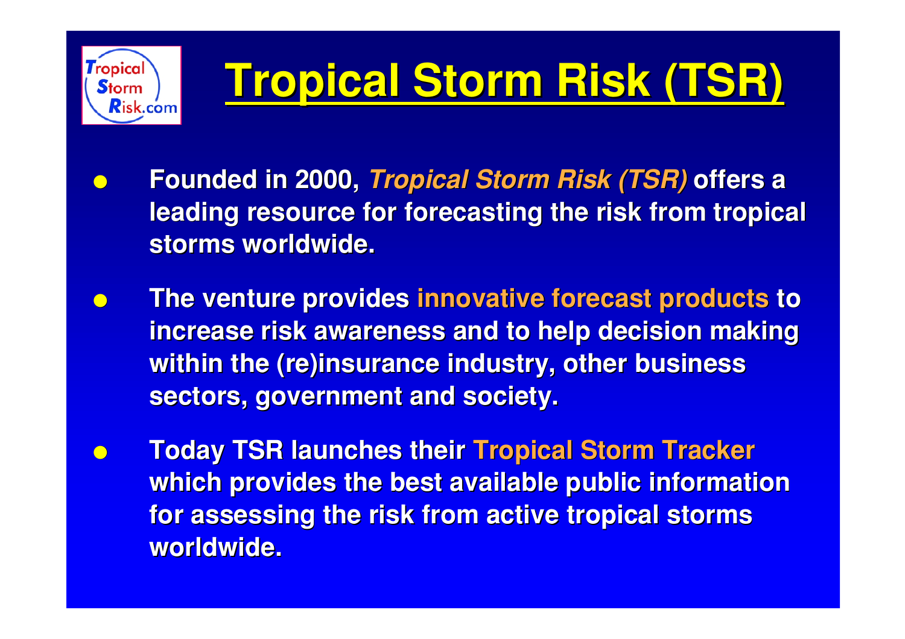# Tropical Storm Risk (TSR)

- **Founded in 2000, *Tropical Storm Risk (TSR)* offers a leading resource for forecasting the risk from tropical storms worldwide.**
- **The venture provides innovative forecast products to increase risk awareness and to help decision making within the (re)insurance industry, other business sectors, government and society.**
- **Today TSR launches their Tropical Storm Tracker which provides the best available public information for assessing the risk from active tropical storms worldwide.**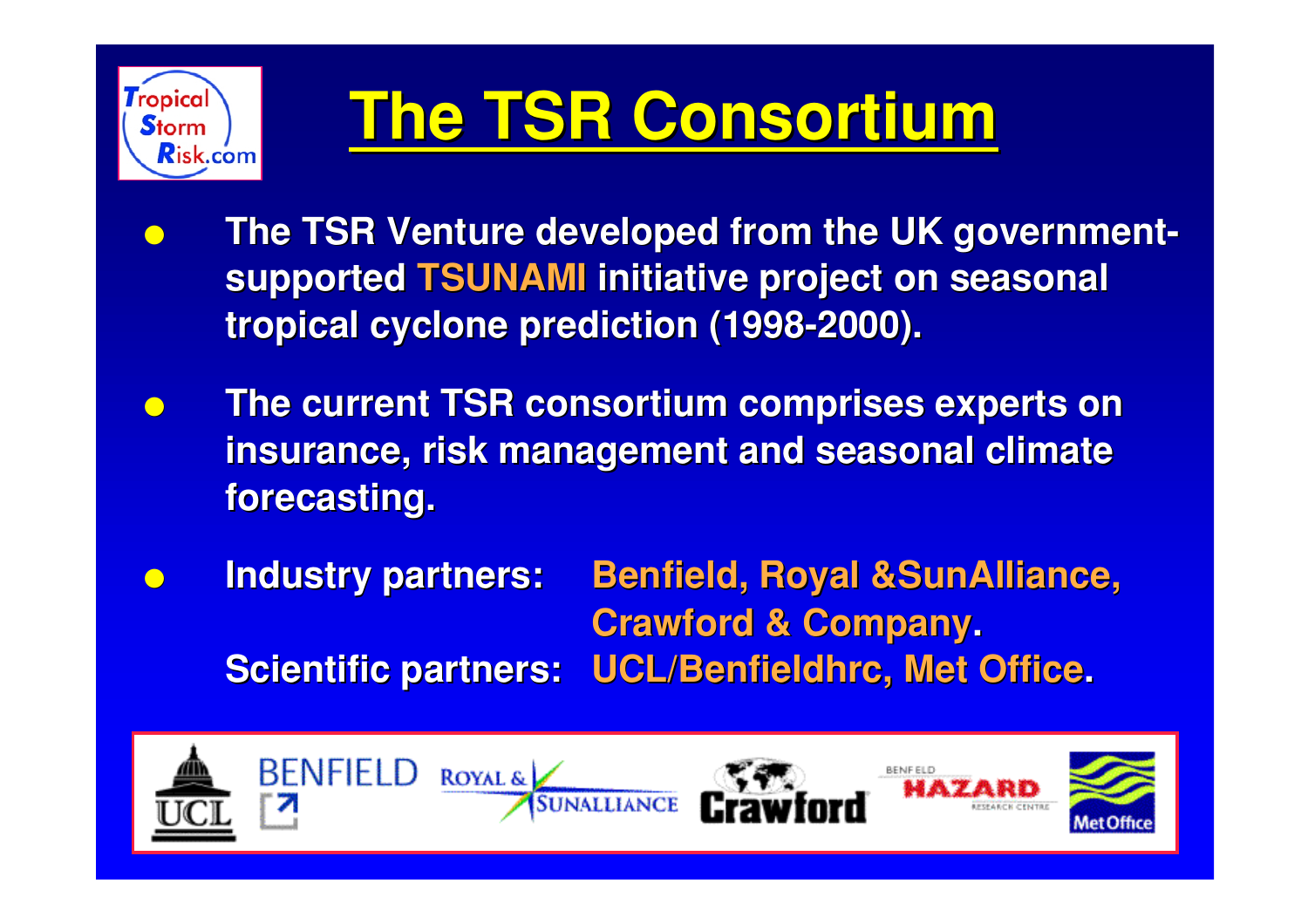# The TSR Consortium

- The TSR Venture developed from the UK government-supported TSUNAMI initiative project on seasonal tropical cyclone prediction (1998-2000).
- The current TSR consortium comprises experts on insurance, risk management and seasonal climate forecasting.
- Industry partners: Benfield, Royal &SunAlliance, Crawford & Company.

  Scientific partners: UCL/Benfieldhrc, Met Office.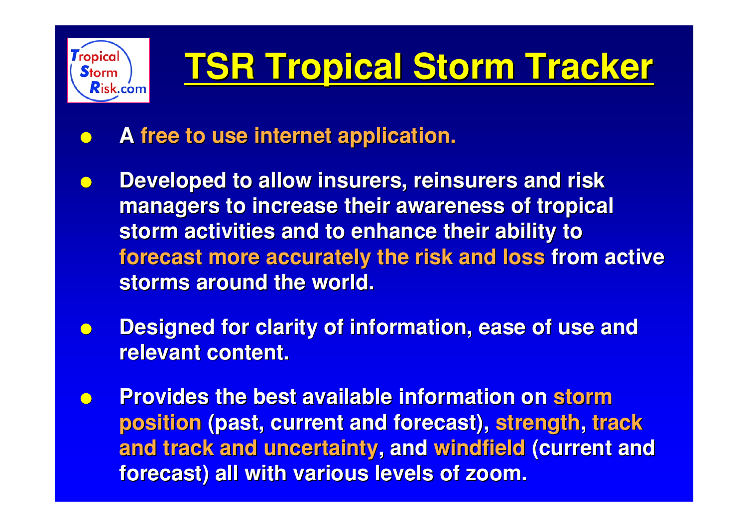# TSR Tropical Storm Tracker

- A free to use internet application.
- Developed to allow insurers, reinsurers and risk managers to increase their awareness of tropical storm activities and to enhance their ability to forecast more accurately the risk and loss from active storms around the world.
- Designed for clarity of information, ease of use and relevant content.
- Provides the best available information on storm position (past, current and forecast), strength, track and track and uncertainty, and windfield (current and forecast) all with various levels of zoom.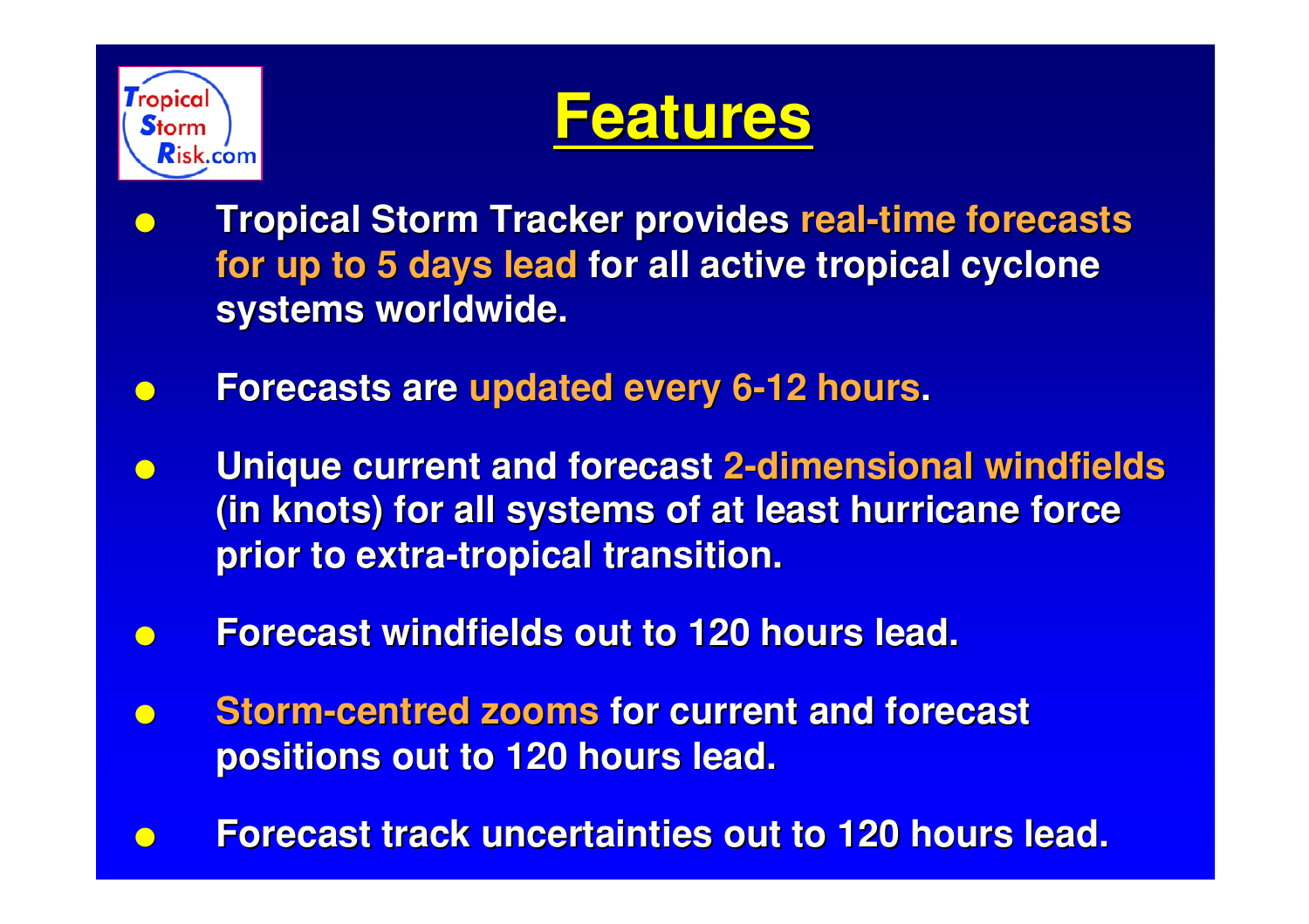Tropical Storm Risk.com

# Features

- **Tropical Storm Tracker provides real-time forecasts for up to 5 days lead for all active tropical cyclone systems worldwide.**
- **Forecasts are updated every 6-12 hours.**
- **Unique current and forecast 2-dimensional windfields (in knots) for all systems of at least hurricane force prior to extra-tropical transition.**
- **Forecast windfields out to 120 hours lead.**
- **Storm-centred zooms for current and forecast positions out to 120 hours lead.**
- **Forecast track uncertainties out to 120 hours lead.**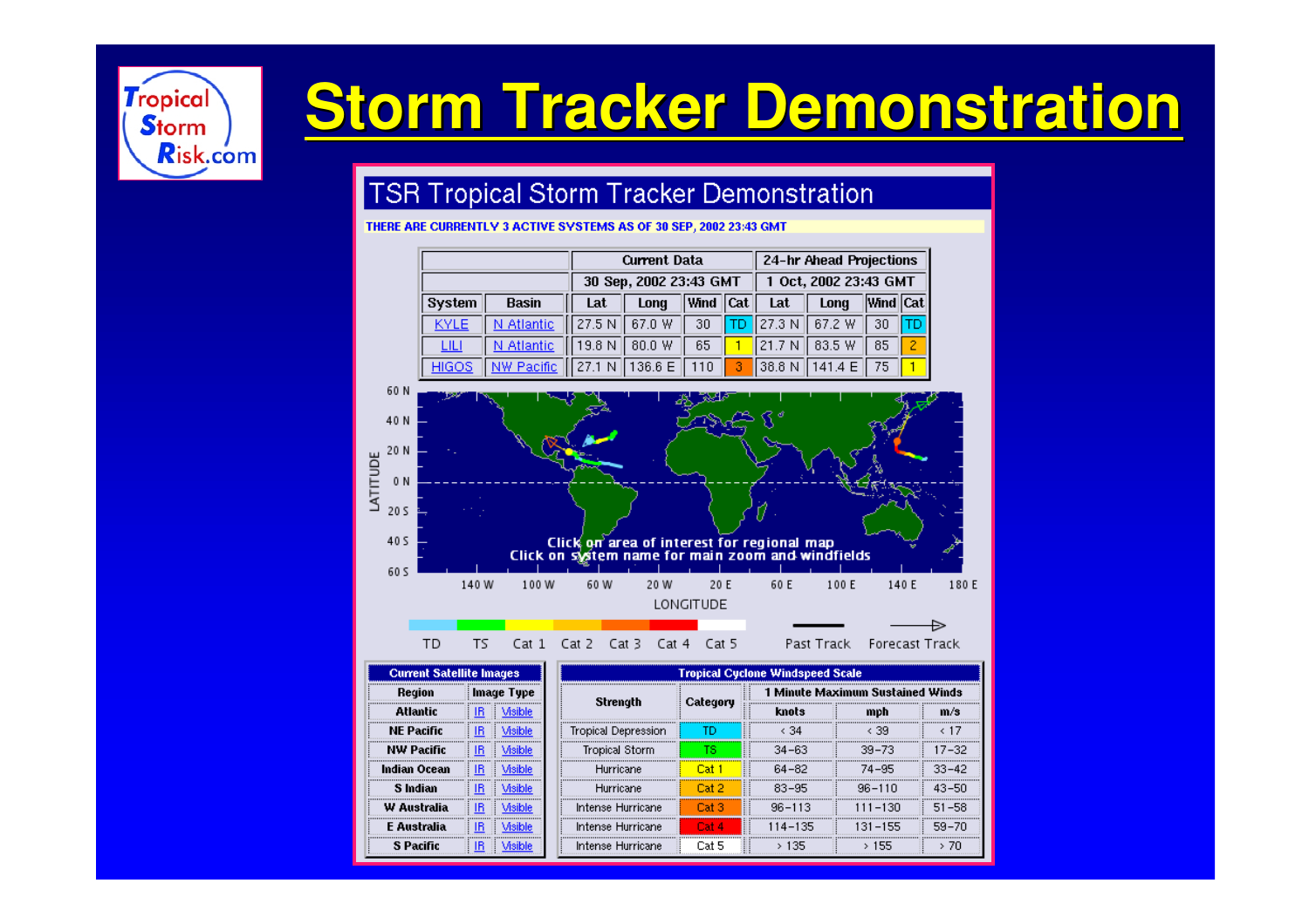# Storm Tracker Demonstration

## TSR Tropical Storm Tracker Demonstration

THERE ARE CURRENTLY 3 ACTIVE SYSTEMS AS OF 30 SEP, 2002 23:43 GMT

| | | Current Data | | | | 24-hr Ahead Projections | | | |
|---|---|---|---|---|---|---|---|---|---|
| | | 30 Sep, 2002 23:43 GMT | | | | 1 Oct, 2002 23:43 GMT | | | |
| System | Basin | Lat | Long | Wind | Cat | Lat | Long | Wind | Cat |
| KYLE | N Atlantic | 27.5 N | 67.0 W | 30 | TD | 27.3 N | 67.2 W | 30 | TD |
| LILI | N Atlantic | 19.8 N | 80.0 W | 65 | 1 | 21.7 N | 83.5 W | 85 | 2 |
| HIGOS | NW Pacific | 27.1 N | 136.6 E | 110 | 3 | 38.8 N | 141.4 E | 75 | 1 |

Click on area of interest for regional map
Click on system name for main zoom and windfields

TD TS Cat 1 Cat 2 Cat 3 Cat 4 Cat 5 — Past Track — Forecast Track

| Current Satellite Images | | |
|---|---|---|
| Region | Image Type | |
| Atlantic | IR | Visible |
| NE Pacific | IR | Visible |
| NW Pacific | IR | Visible |
| Indian Ocean | IR | Visible |
| S Indian | IR | Visible |
| W Australia | IR | Visible |
| E Australia | IR | Visible |
| S Pacific | IR | Visible |

| Tropical Cyclone Windspeed Scale | | | | |
|---|---|---|---|---|
| Strength | Category | 1 Minute Maximum Sustained Winds | | |
| | | knots | mph | m/s |
| Tropical Depression | TD | < 34 | < 39 | < 17 |
| Tropical Storm | TS | 34–63 | 39–73 | 17–32 |
| Hurricane | Cat 1 | 64–82 | 74–95 | 33–42 |
| Hurricane | Cat 2 | 83–95 | 96–110 | 43–50 |
| Intense Hurricane | Cat 3 | 96–113 | 111–130 | 51–58 |
| Intense Hurricane | Cat 4 | 114–135 | 131–155 | 59–70 |
| Intense Hurricane | Cat 5 | > 135 | > 155 | > 70 |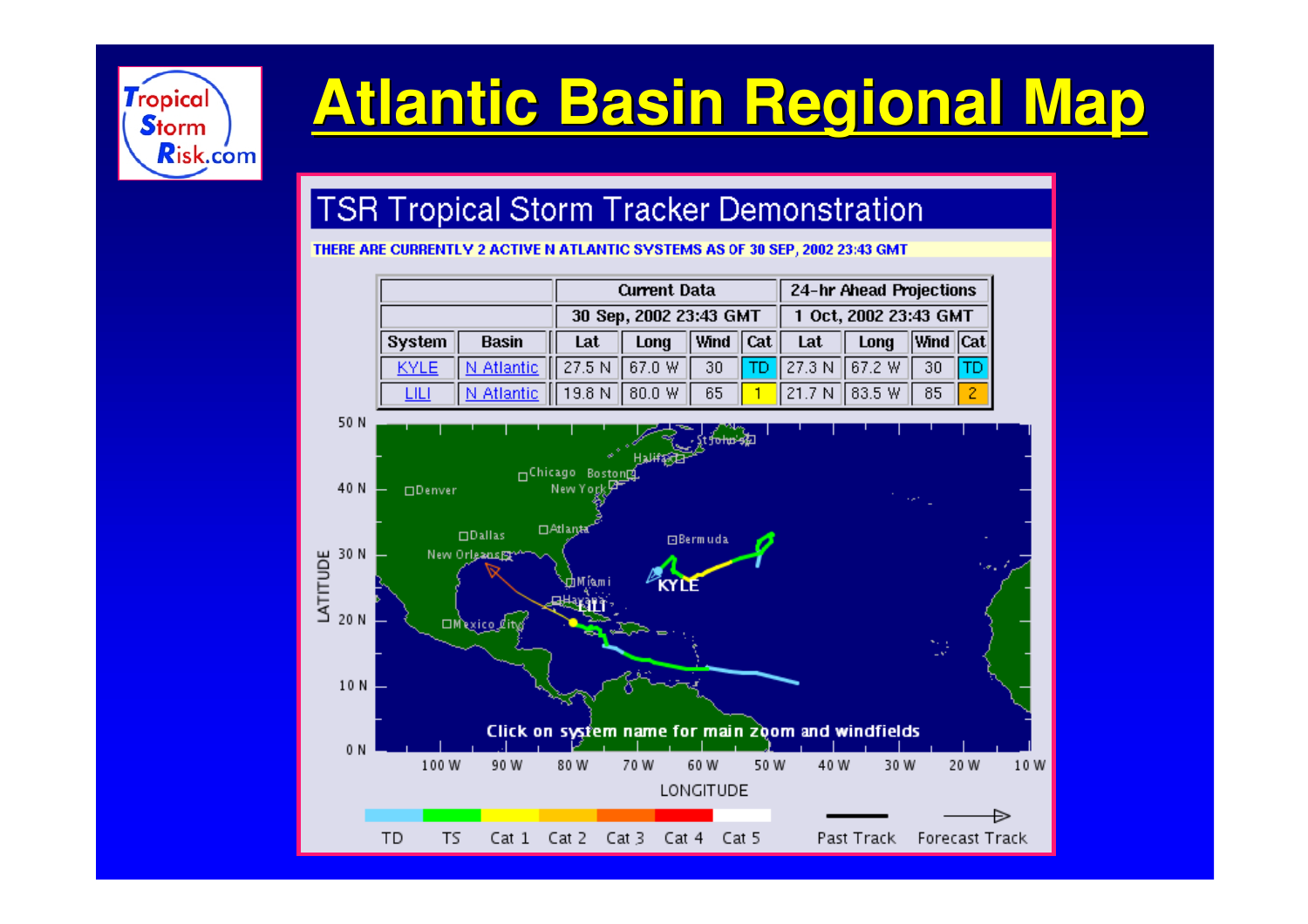# Atlantic Basin Regional Map

## TSR Tropical Storm Tracker Demonstration

THERE ARE CURRENTLY 2 ACTIVE N ATLANTIC SYSTEMS AS OF 30 SEP, 2002 23:43 GMT

| | | Current Data | | | | 24-hr Ahead Projections | | | |
|---|---|---|---|---|---|---|---|---|---|
| | | 30 Sep, 2002 23:43 GMT | | | | 1 Oct, 2002 23:43 GMT | | | |
| System | Basin | Lat | Long | Wind | Cat | Lat | Long | Wind | Cat |
| KYLE | N Atlantic | 27.5 N | 67.0 W | 30 | TD | 27.3 N | 67.2 W | 30 | TD |
| LILI | N Atlantic | 19.8 N | 80.0 W | 65 | 1 | 21.7 N | 83.5 W | 85 | 2 |

Click on system name for main zoom and windfields

TD | TS | Cat 1 | Cat 2 | Cat 3 | Cat 4 | Cat 5 | Past Track | Forecast Track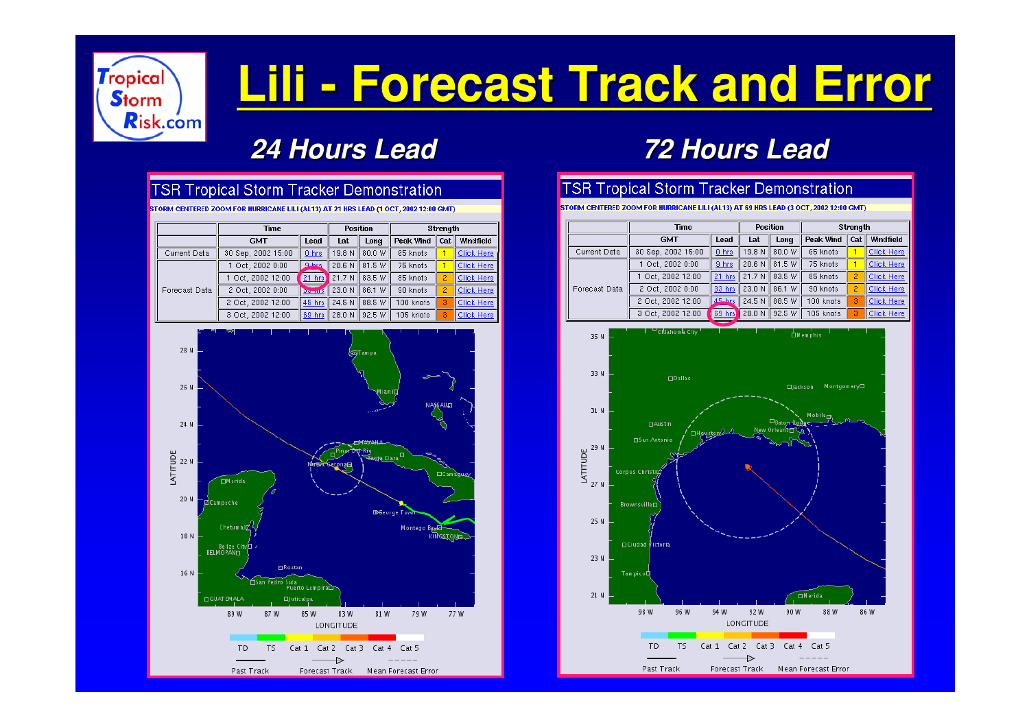# Lili - Forecast Track and Error

## 24 Hours Lead

TSR Tropical Storm Tracker Demonstration

STORM CENTERED ZOOM FOR HURRICANE LILI (AL13) AT 21 HRS LEAD (1 OCT, 2002 12:00 GMT)

| | Time | | Position | | Strength | | |
|---|---|---|---|---|---|---|---|
| | GMT | Lead | Lat | Long | Peak Wind | Cat | Windfield |
| Current Data | 30 Sep, 2002 15:00 | 0 hrs | 19.8 N | 80.0 W | 65 knots | 1 | Click Here |
| Forecast Data | 1 Oct, 2002 0:00 | 9 hrs | 20.6 N | 81.5 W | 75 knots | 1 | Click Here |
| | 1 Oct, 2002 12:00 | 21 hrs | 21.7 N | 83.5 W | 85 knots | 2 | Click Here |
| | 2 Oct, 2002 0:00 | 33 hrs | 23.0 N | 86.1 W | 90 knots | 2 | Click Here |
| | 2 Oct, 2002 12:00 | 45 hrs | 24.5 N | 88.5 W | 100 knots | 3 | Click Here |
| | 3 Oct, 2002 12:00 | 69 hrs | 28.0 N | 92.5 W | 105 knots | 3 | Click Here |

## 72 Hours Lead

TSR Tropical Storm Tracker Demonstration

STORM CENTERED ZOOM FOR HURRICANE LILI (AL13) AT 69 HRS LEAD (3 OCT, 2002 12:00 GMT)

| | Time | | Position | | Strength | | |
|---|---|---|---|---|---|---|---|
| | GMT | Lead | Lat | Long | Peak Wind | Cat | Windfield |
| Current Data | 30 Sep, 2002 15:00 | 0 hrs | 19.8 N | 80.0 W | 65 knots | 1 | Click Here |
| Forecast Data | 1 Oct, 2002 0:00 | 9 hrs | 20.6 N | 81.5 W | 75 knots | 1 | Click Here |
| | 1 Oct, 2002 12:00 | 21 hrs | 21.7 N | 83.5 W | 85 knots | 2 | Click Here |
| | 2 Oct, 2002 0:00 | 33 hrs | 23.0 N | 86.1 W | 90 knots | 2 | Click Here |
| | 2 Oct, 2002 12:00 | 45 hrs | 24.5 N | 88.5 W | 100 knots | 3 | Click Here |
| | 3 Oct, 2002 12:00 | 69 hrs | 28.0 N | 92.5 W | 105 knots | 3 | Click Here |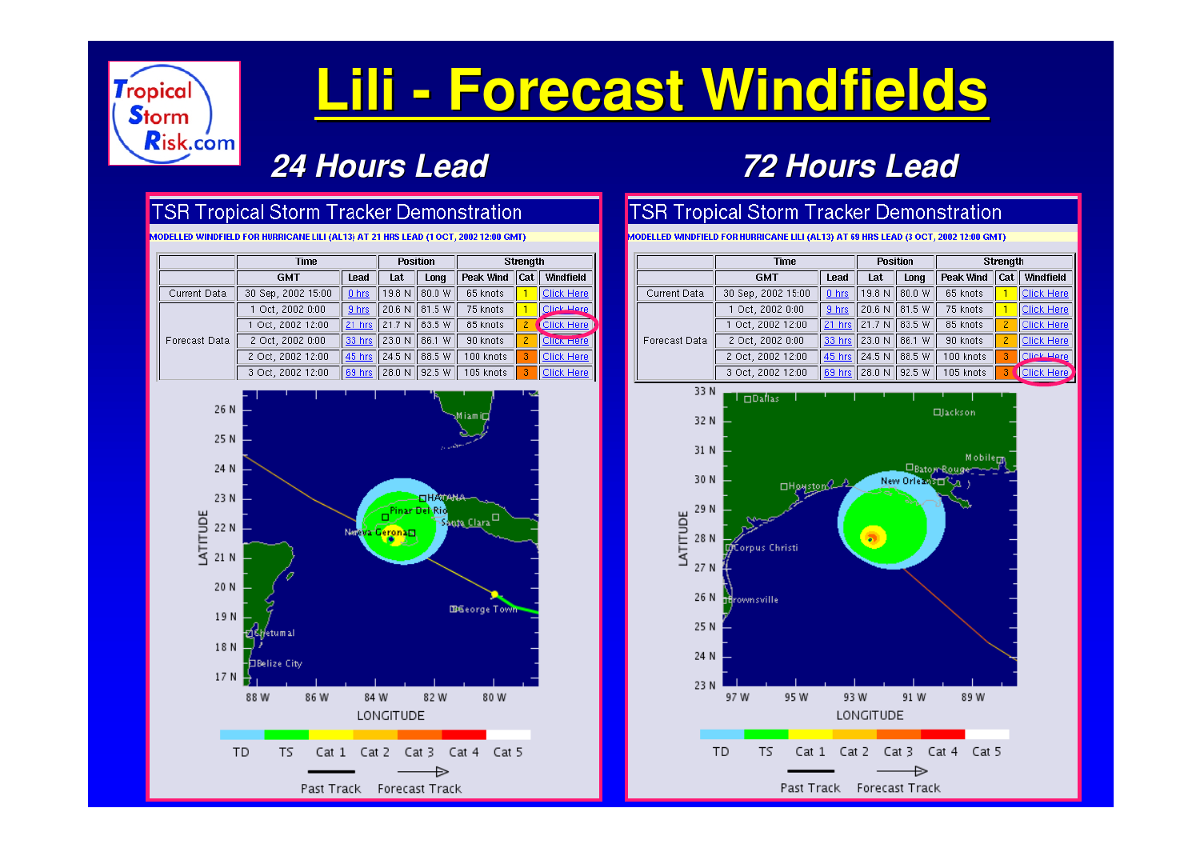# Lili - Forecast Windfields

## 24 Hours Lead

**TSR Tropical Storm Tracker Demonstration**

MODELLED WINDFIELD FOR HURRICANE LILI (AL13) AT 21 HRS LEAD (1 OCT, 2002 12:00 GMT)

| | Time | | Position | | Strength | | |
|---|---|---|---|---|---|---|---|
| | GMT | Lead | Lat | Long | Peak Wind | Cat | Windfield |
| Current Data | 30 Sep, 2002 15:00 | 0 hrs | 19.8 N | 80.0 W | 65 knots | 1 | Click Here |
| Forecast Data | 1 Oct, 2002 0:00 | 9 hrs | 20.6 N | 81.5 W | 75 knots | 1 | Click Here |
| | 1 Oct, 2002 12:00 | 21 hrs | 21.7 N | 83.5 W | 85 knots | 2 | Click Here |
| | 2 Oct, 2002 0:00 | 33 hrs | 23.0 N | 86.1 W | 90 knots | 2 | Click Here |
| | 2 Oct, 2002 12:00 | 45 hrs | 24.5 N | 88.5 W | 100 knots | 3 | Click Here |
| | 3 Oct, 2002 12:00 | 69 hrs | 28.0 N | 92.5 W | 105 knots | 3 | Click Here |

## 72 Hours Lead

**TSR Tropical Storm Tracker Demonstration**

MODELLED WINDFIELD FOR HURRICANE LILI (AL13) AT 69 HRS LEAD (3 OCT, 2002 12:00 GMT)

| | Time | | Position | | Strength | | |
|---|---|---|---|---|---|---|---|
| | GMT | Lead | Lat | Long | Peak Wind | Cat | Windfield |
| Current Data | 30 Sep, 2002 15:00 | 0 hrs | 19.8 N | 80.0 W | 65 knots | 1 | Click Here |
| Forecast Data | 1 Oct, 2002 0:00 | 9 hrs | 20.6 N | 81.5 W | 75 knots | 1 | Click Here |
| | 1 Oct, 2002 12:00 | 21 hrs | 21.7 N | 83.5 W | 85 knots | 2 | Click Here |
| | 2 Oct, 2002 0:00 | 33 hrs | 23.0 N | 86.1 W | 90 knots | 2 | Click Here |
| | 2 Oct, 2002 12:00 | 45 hrs | 24.5 N | 88.5 W | 100 knots | 3 | Click Here |
| | 3 Oct, 2002 12:00 | 69 hrs | 28.0 N | 92.5 W | 105 knots | 3 | Click Here |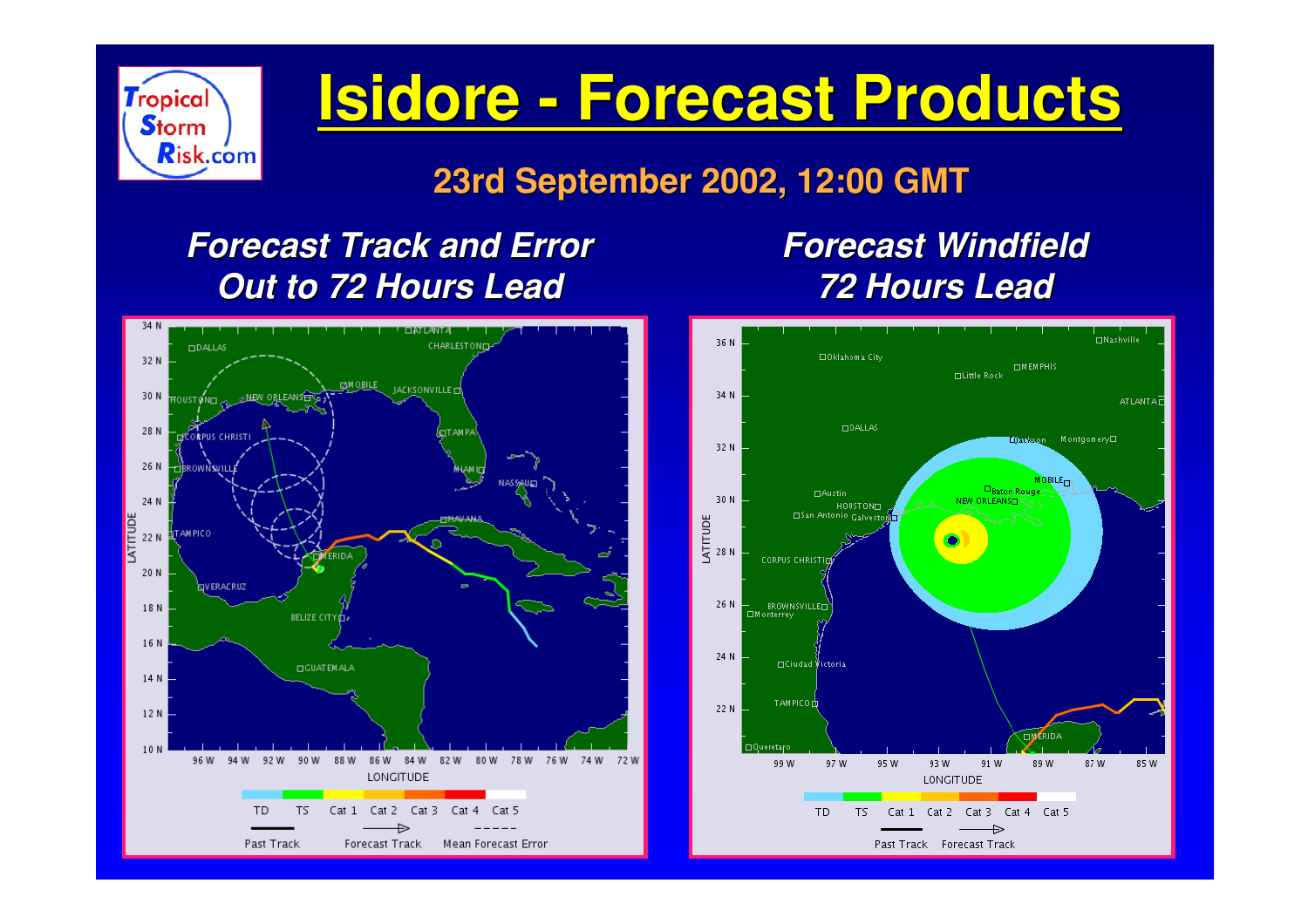# Isidore - Forecast Products

## 23rd September 2002, 12:00 GMT

### *Forecast Track and Error Out to 72 Hours Lead*

### *Forecast Windfield 72 Hours Lead*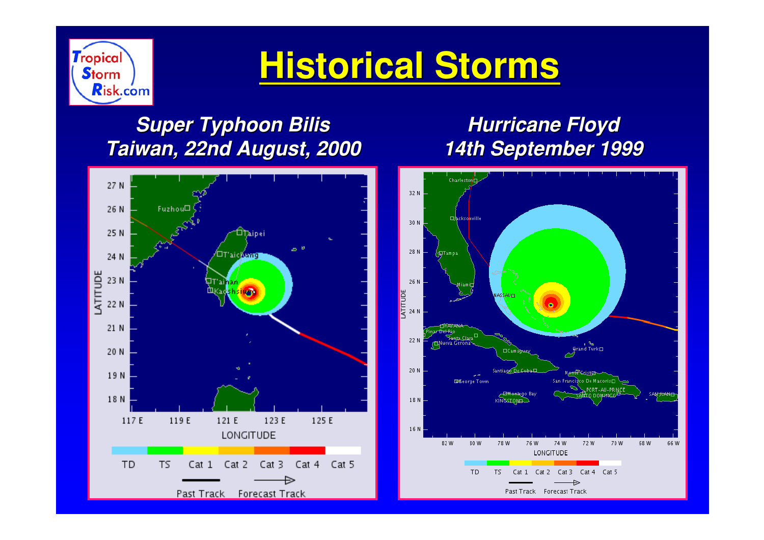# Historical Storms

## Super Typhoon Bilis
## Taiwan, 22nd August, 2000

## Hurricane Floyd
## 14th September 1999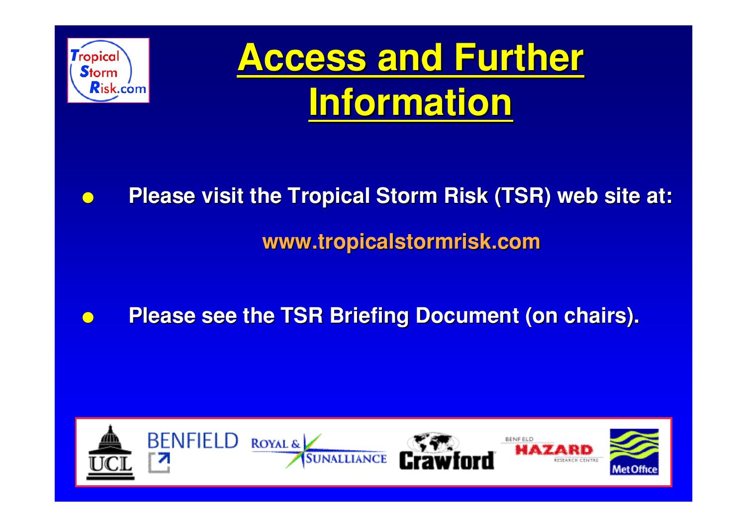# Access and Further Information

- **Please visit the Tropical Storm Risk (TSR) web site at:**

  **www.tropicalstormrisk.com**

- **Please see the TSR Briefing Document (on chairs).**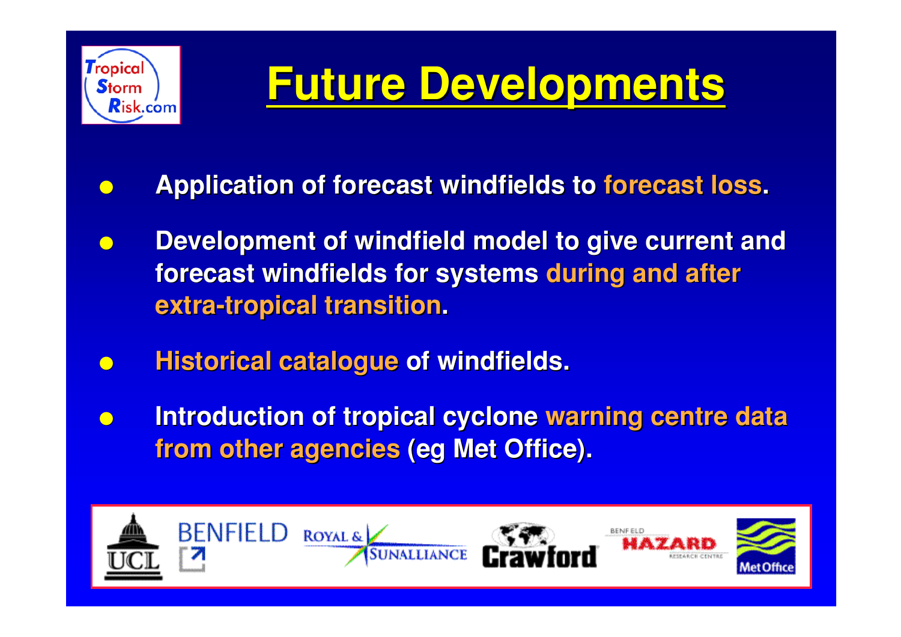# Future Developments

- Application of forecast windfields to forecast loss.
- Development of windfield model to give current and forecast windfields for systems during and after extra-tropical transition.
- Historical catalogue of windfields.
- Introduction of tropical cyclone warning centre data from other agencies (eg Met Office).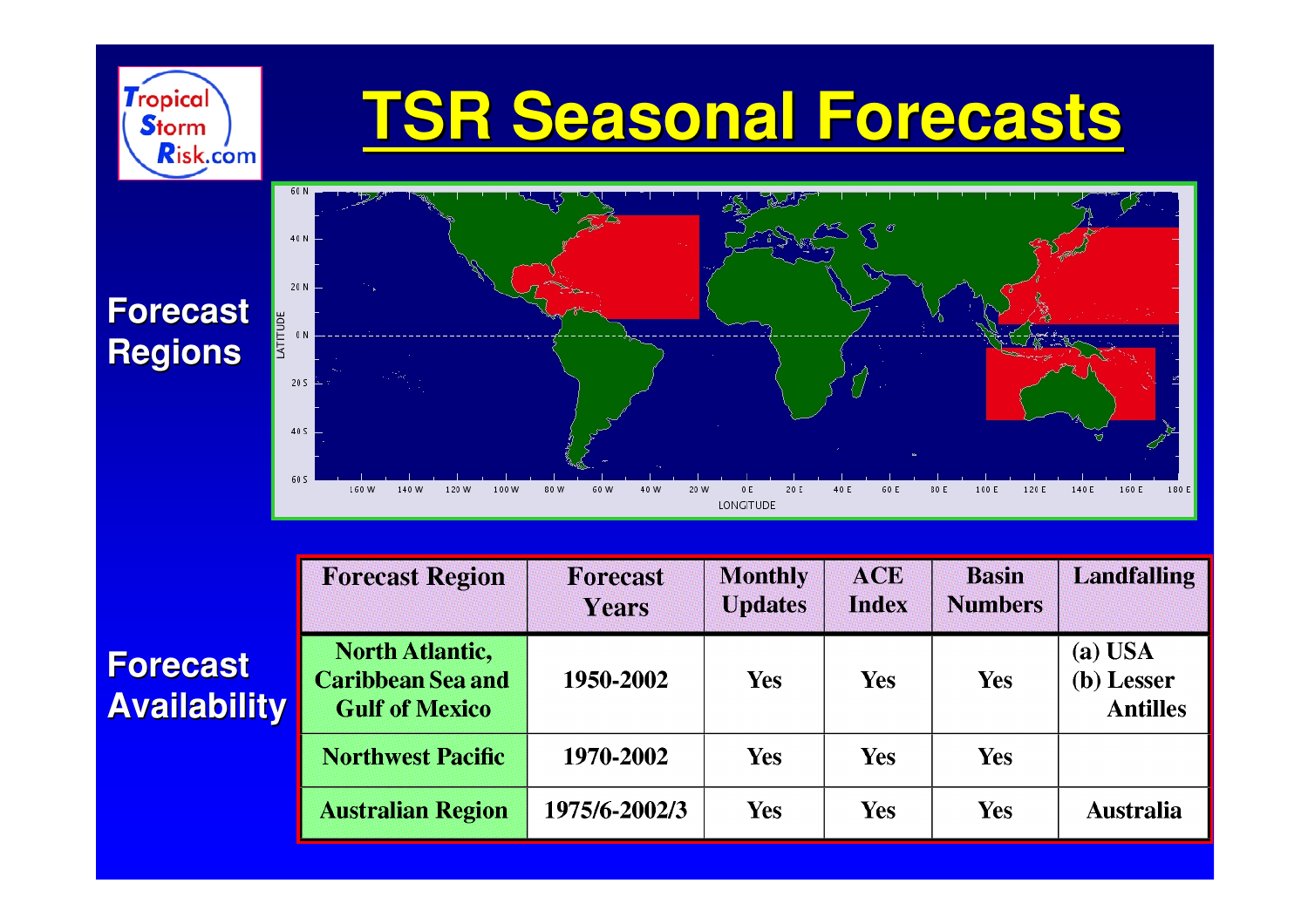# TSR Seasonal Forecasts

**Forecast Regions**

**Forecast Availability**

| Forecast Region | Forecast Years | Monthly Updates | ACE Index | Basin Numbers | Landfalling |
|---|---|---|---|---|---|
| North Atlantic, Caribbean Sea and Gulf of Mexico | 1950-2002 | Yes | Yes | Yes | (a) USA (b) Lesser Antilles |
| Northwest Pacific | 1970-2002 | Yes | Yes | Yes | |
| Australian Region | 1975/6-2002/3 | Yes | Yes | Yes | Australia |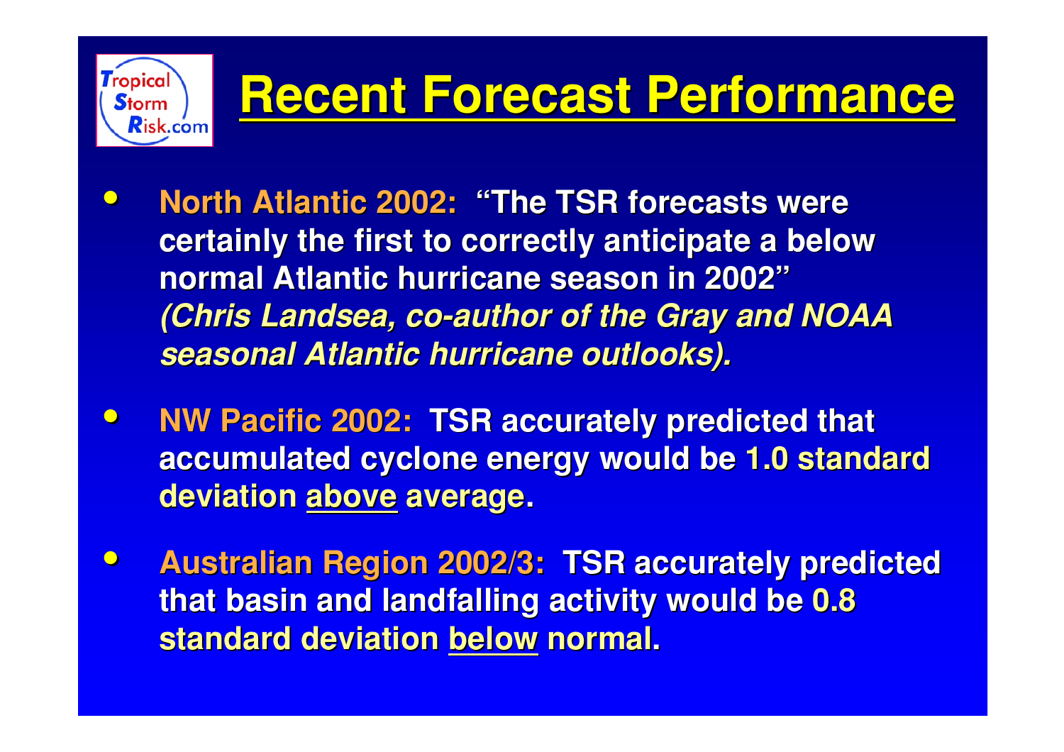# Recent Forecast Performance

- **North Atlantic 2002: "The TSR forecasts were certainly the first to correctly anticipate a below normal Atlantic hurricane season in 2002"** ***(Chris Landsea, co-author of the Gray and NOAA seasonal Atlantic hurricane outlooks).***

- **NW Pacific 2002: TSR accurately predicted that accumulated cyclone energy would be 1.0 standard deviation above average.**

- **Australian Region 2002/3: TSR accurately predicted that basin and landfalling activity would be 0.8 standard deviation below normal.**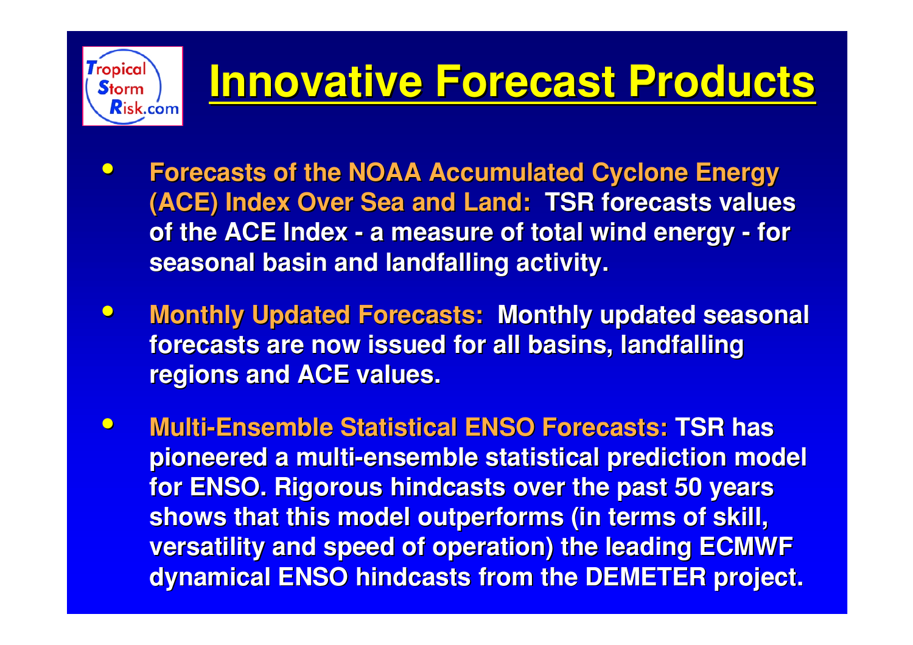# Innovative Forecast Products

- **Forecasts of the NOAA Accumulated Cyclone Energy (ACE) Index Over Sea and Land:** TSR forecasts values of the ACE Index - a measure of total wind energy - for seasonal basin and landfalling activity.
- **Monthly Updated Forecasts:** Monthly updated seasonal forecasts are now issued for all basins, landfalling regions and ACE values.
- **Multi-Ensemble Statistical ENSO Forecasts:** TSR has pioneered a multi-ensemble statistical prediction model for ENSO. Rigorous hindcasts over the past 50 years shows that this model outperforms (in terms of skill, versatility and speed of operation) the leading ECMWF dynamical ENSO hindcasts from the DEMETER project.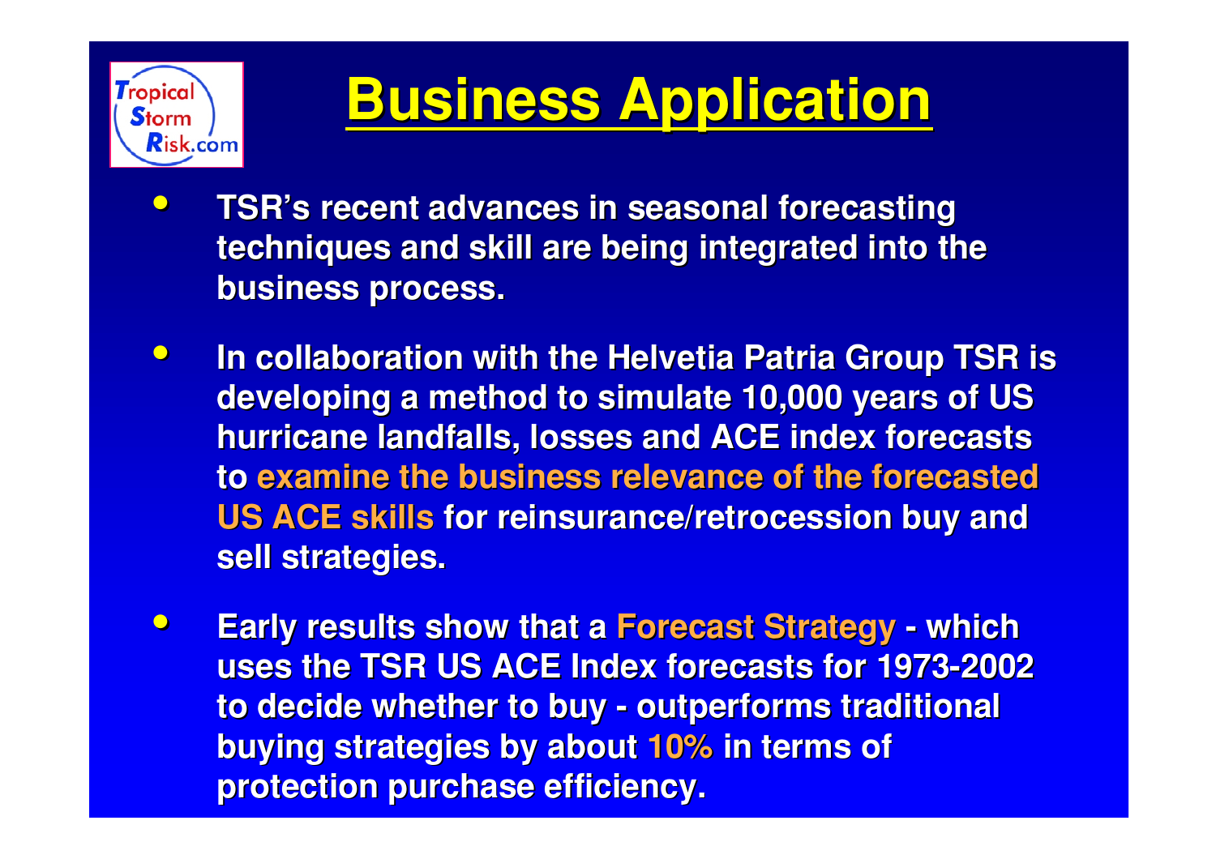# Business Application

- TSR's recent advances in seasonal forecasting techniques and skill are being integrated into the business process.
- In collaboration with the Helvetia Patria Group TSR is developing a method to simulate 10,000 years of US hurricane landfalls, losses and ACE index forecasts to **examine the business relevance of the forecasted US ACE skills** for reinsurance/retrocession buy and sell strategies.
- Early results show that a **Forecast Strategy** - which uses the TSR US ACE Index forecasts for 1973-2002 to decide whether to buy - outperforms traditional buying strategies by about **10%** in terms of protection purchase efficiency.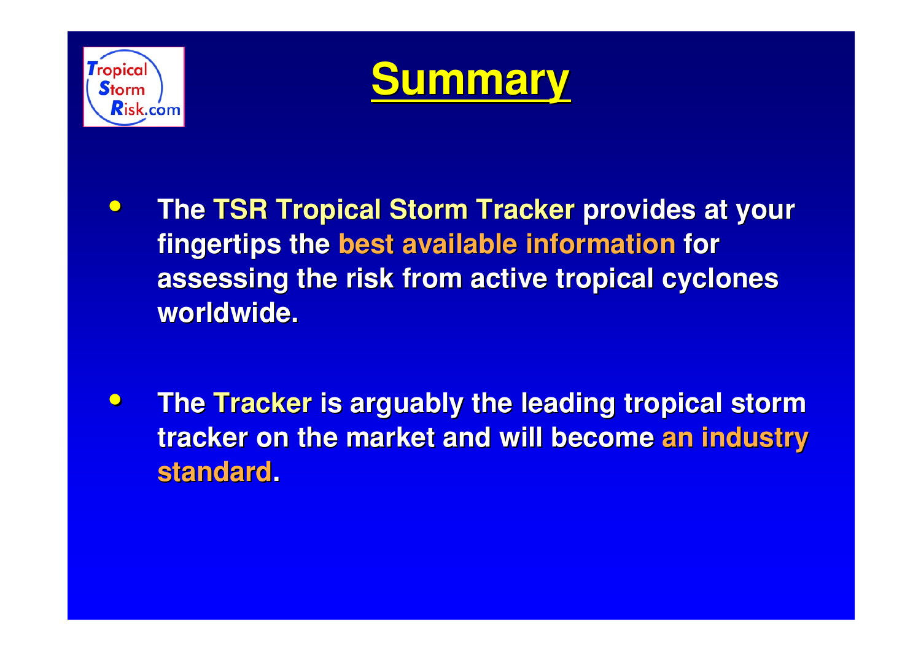# Summary

- The **TSR Tropical Storm Tracker** provides at your fingertips the **best available information** for assessing the risk from active tropical cyclones worldwide.

- The **Tracker** is arguably the leading tropical storm tracker on the market and will become **an industry standard**.